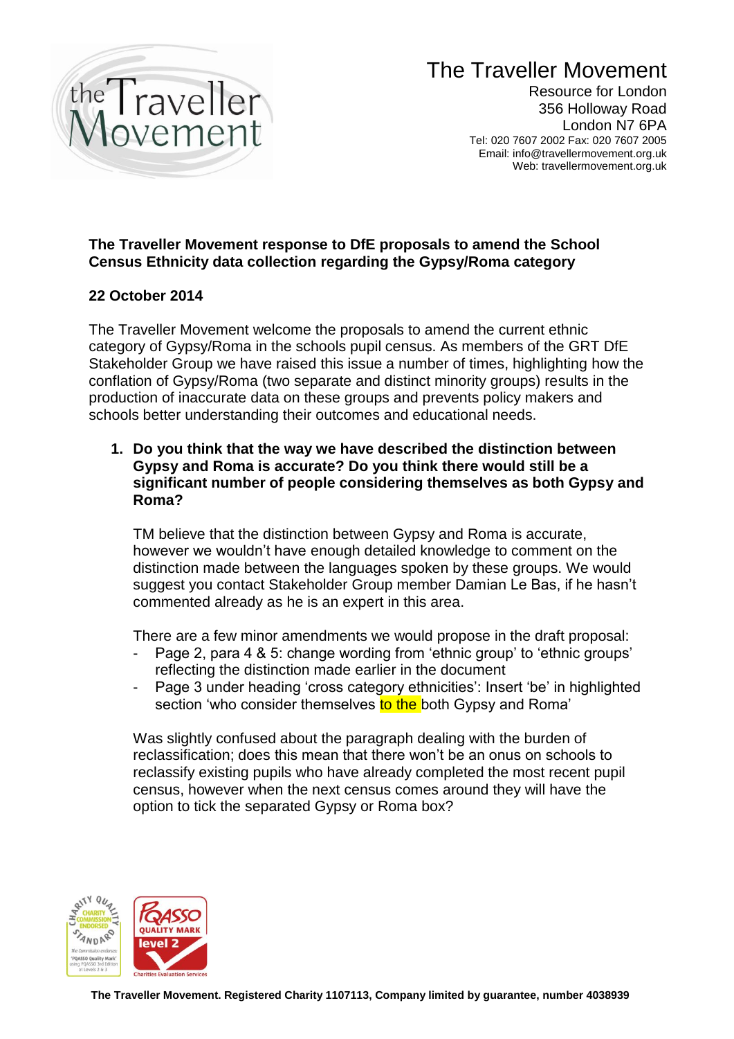# The Traveller Movement

Resource for London
356 Holloway Road
London N7 6PA
Tel: 020 7607 2002 Fax: 020 7607 2005
Email: info@travellermovement.org.uk
Web: travellermovement.org.uk

**The Traveller Movement response to DfE proposals to amend the School Census Ethnicity data collection regarding the Gypsy/Roma category**

**22 October 2014**

The Traveller Movement welcome the proposals to amend the current ethnic category of Gypsy/Roma in the schools pupil census. As members of the GRT DfE Stakeholder Group we have raised this issue a number of times, highlighting how the conflation of Gypsy/Roma (two separate and distinct minority groups) results in the production of inaccurate data on these groups and prevents policy makers and schools better understanding their outcomes and educational needs.

1. **Do you think that the way we have described the distinction between Gypsy and Roma is accurate? Do you think there would still be a significant number of people considering themselves as both Gypsy and Roma?**

   TM believe that the distinction between Gypsy and Roma is accurate, however we wouldn't have enough detailed knowledge to comment on the distinction made between the languages spoken by these groups. We would suggest you contact Stakeholder Group member Damian Le Bas, if he hasn't commented already as he is an expert in this area.

   There are a few minor amendments we would propose in the draft proposal:

   - Page 2, para 4 & 5: change wording from 'ethnic group' to 'ethnic groups' reflecting the distinction made earlier in the document
   - Page 3 under heading 'cross category ethnicities': Insert 'be' in highlighted section 'who consider themselves to the both Gypsy and Roma'

   Was slightly confused about the paragraph dealing with the burden of reclassification; does this mean that there won't be an onus on schools to reclassify existing pupils who have already completed the most recent pupil census, however when the next census comes around they will have the option to tick the separated Gypsy or Roma box?

The Traveller Movement. Registered Charity 1107113, Company limited by guarantee, number 4038939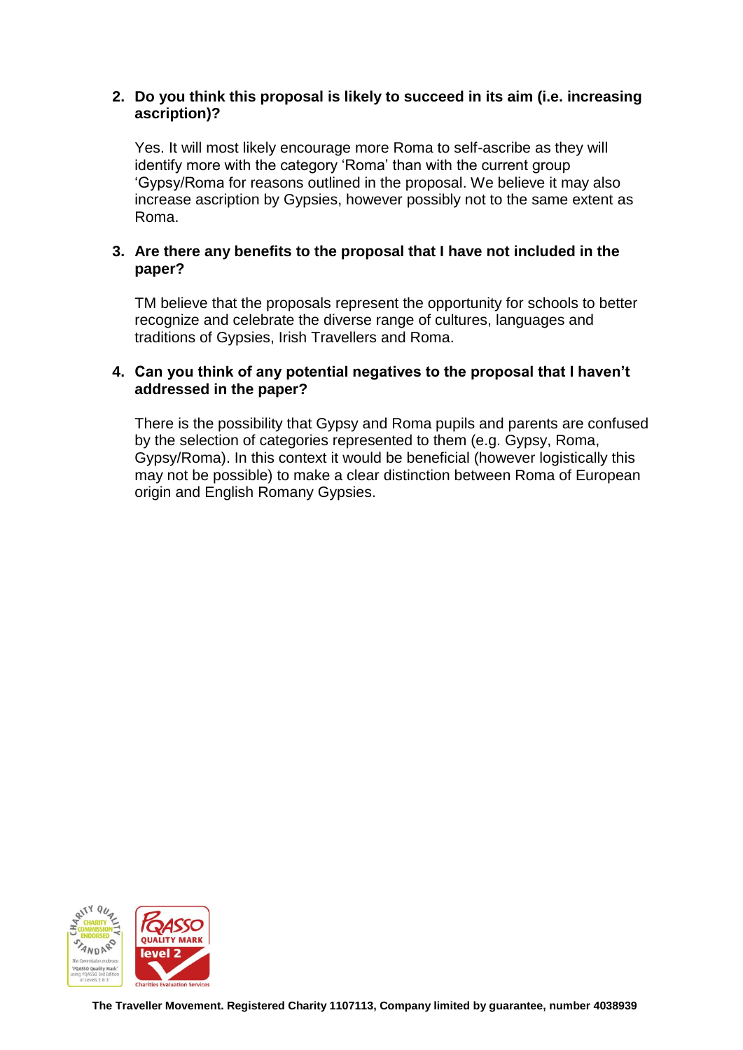2. **Do you think this proposal is likely to succeed in its aim (i.e. increasing ascription)?**

   Yes. It will most likely encourage more Roma to self-ascribe as they will identify more with the category 'Roma' than with the current group 'Gypsy/Roma for reasons outlined in the proposal. We believe it may also increase ascription by Gypsies, however possibly not to the same extent as Roma.

3. **Are there any benefits to the proposal that I have not included in the paper?**

   TM believe that the proposals represent the opportunity for schools to better recognize and celebrate the diverse range of cultures, languages and traditions of Gypsies, Irish Travellers and Roma.

4. **Can you think of any potential negatives to the proposal that I haven't addressed in the paper?**

   There is the possibility that Gypsy and Roma pupils and parents are confused by the selection of categories represented to them (e.g. Gypsy, Roma, Gypsy/Roma). In this context it would be beneficial (however logistically this may not be possible) to make a clear distinction between Roma of European origin and English Romany Gypsies.

**The Traveller Movement. Registered Charity 1107113, Company limited by guarantee, number 4038939**